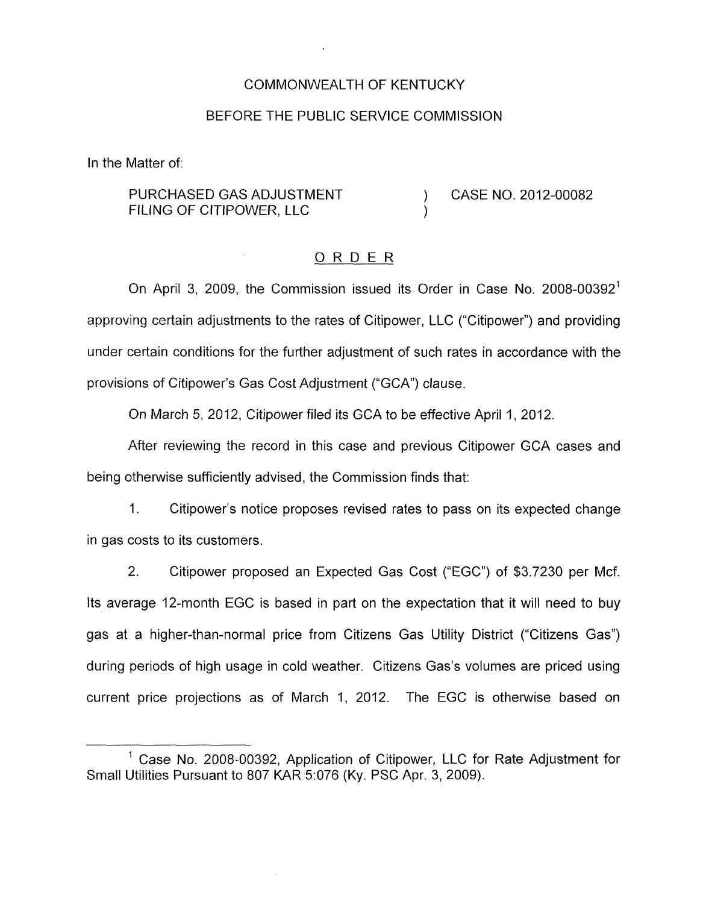COMMONWEALTH OF KENTUCKY

BEFORE THE PUBLIC SERVICE COMMISSION

In the Matter of:

PURCHASED GAS ADJUSTMENT FILING OF CITIPOWER, LLC ) CASE NO. 2012-00082

## ORDER

On April 3, 2009, the Commission issued its Order in Case No. 2008-00392[1] approving certain adjustments to the rates of Citipower, LLC ("Citipower") and providing under certain conditions for the further adjustment of such rates in accordance with the provisions of Citipower's Gas Cost Adjustment ("GCA") clause.

On March 5, 2012, Citipower filed its GCA to be effective April 1, 2012.

After reviewing the record in this case and previous Citipower GCA cases and being otherwise sufficiently advised, the Commission finds that:

1. Citipower's notice proposes revised rates to pass on its expected change in gas costs to its customers.

2. Citipower proposed an Expected Gas Cost ("EGC") of $3.7230 per Mcf. Its average 12-month EGC is based in part on the expectation that it will need to buy gas at a higher-than-normal price from Citizens Gas Utility District ("Citizens Gas") during periods of high usage in cold weather. Citizens Gas's volumes are priced using current price projections as of March 1, 2012. The EGC is otherwise based on

---

[1] Case No. 2008-00392, Application of Citipower, LLC for Rate Adjustment for Small Utilities Pursuant to 807 KAR 5:076 (Ky. PSC Apr. 3, 2009).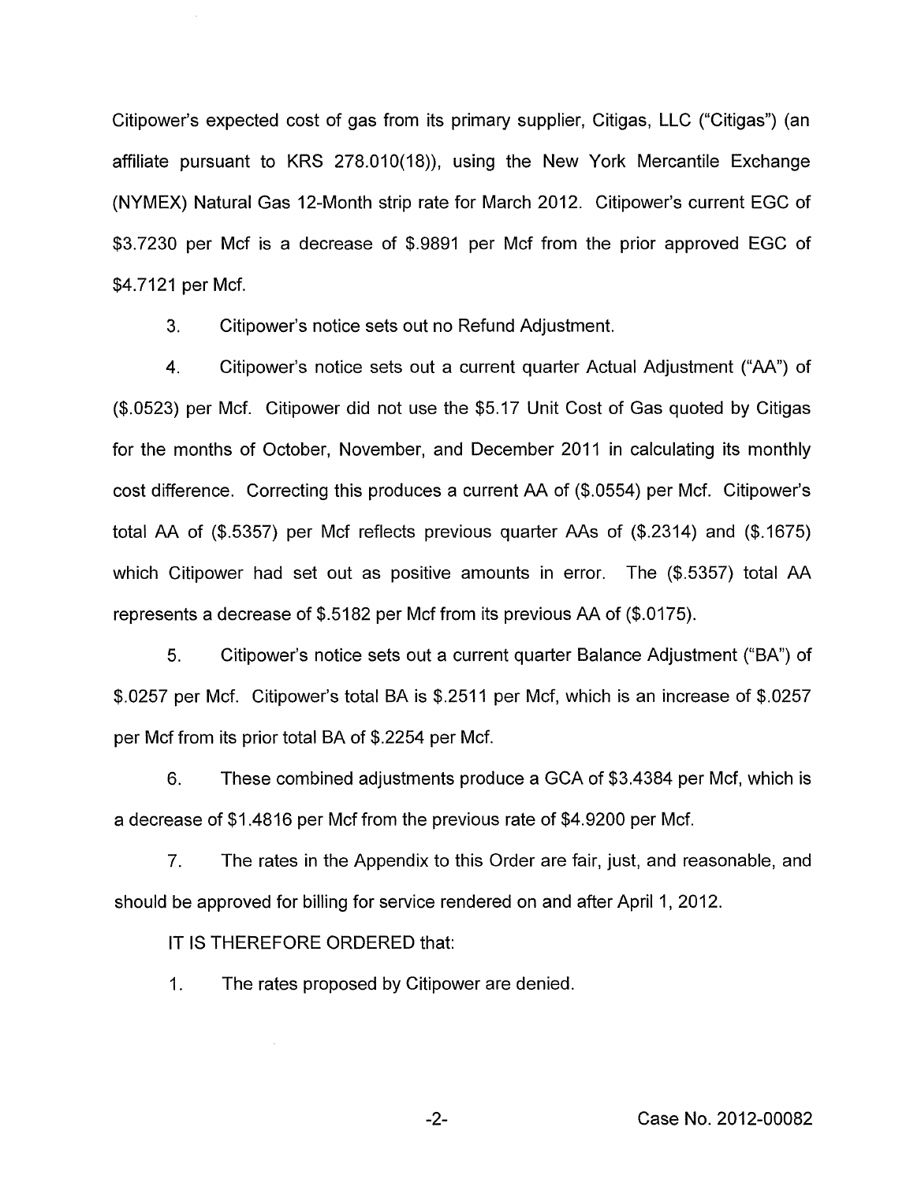Citipower's expected cost of gas from its primary supplier, Citigas, LLC ("Citigas") (an affiliate pursuant to KRS 278.010(18)), using the New York Mercantile Exchange (NYMEX) Natural Gas 12-Month strip rate for March 2012. Citipower's current EGC of $3.7230 per Mcf is a decrease of $.9891 per Mcf from the prior approved EGC of $4.7121 per Mcf.

3. Citipower's notice sets out no Refund Adjustment.

4. Citipower's notice sets out a current quarter Actual Adjustment ("AA") of ($.0523) per Mcf. Citipower did not use the $5.17 Unit Cost of Gas quoted by Citigas for the months of October, November, and December 2011 in calculating its monthly cost difference. Correcting this produces a current AA of ($.0554) per Mcf. Citipower's total AA of ($.5357) per Mcf reflects previous quarter AAs of ($.2314) and ($.1675) which Citipower had set out as positive amounts in error. The ($.5357) total AA represents a decrease of $.5182 per Mcf from its previous AA of ($.0175).

5. Citipower's notice sets out a current quarter Balance Adjustment ("BA") of $.0257 per Mcf. Citipower's total BA is $.2511 per Mcf, which is an increase of $.0257 per Mcf from its prior total BA of $.2254 per Mcf.

6. These combined adjustments produce a GCA of $3.4384 per Mcf, which is a decrease of $1.4816 per Mcf from the previous rate of $4.9200 per Mcf.

7. The rates in the Appendix to this Order are fair, just, and reasonable, and should be approved for billing for service rendered on and after April 1, 2012.

IT IS THEREFORE ORDERED that:

1. The rates proposed by Citipower are denied.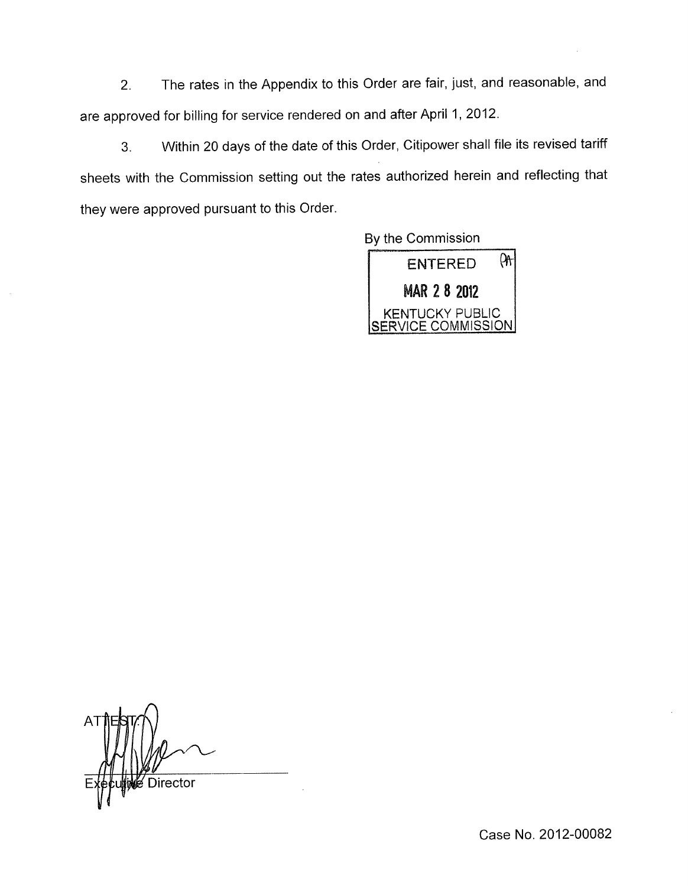2. The rates in the Appendix to this Order are fair, just, and reasonable, and are approved for billing for service rendered on and after April 1, 2012.

3. Within 20 days of the date of this Order, Citipower shall file its revised tariff sheets with the Commission setting out the rates authorized herein and reflecting that they were approved pursuant to this Order.

By the Commission

ENTERED
MAR 2 8 2012
KENTUCKY PUBLIC SERVICE COMMISSION

ATTEST:

Executive Director

Case No. 2012-00082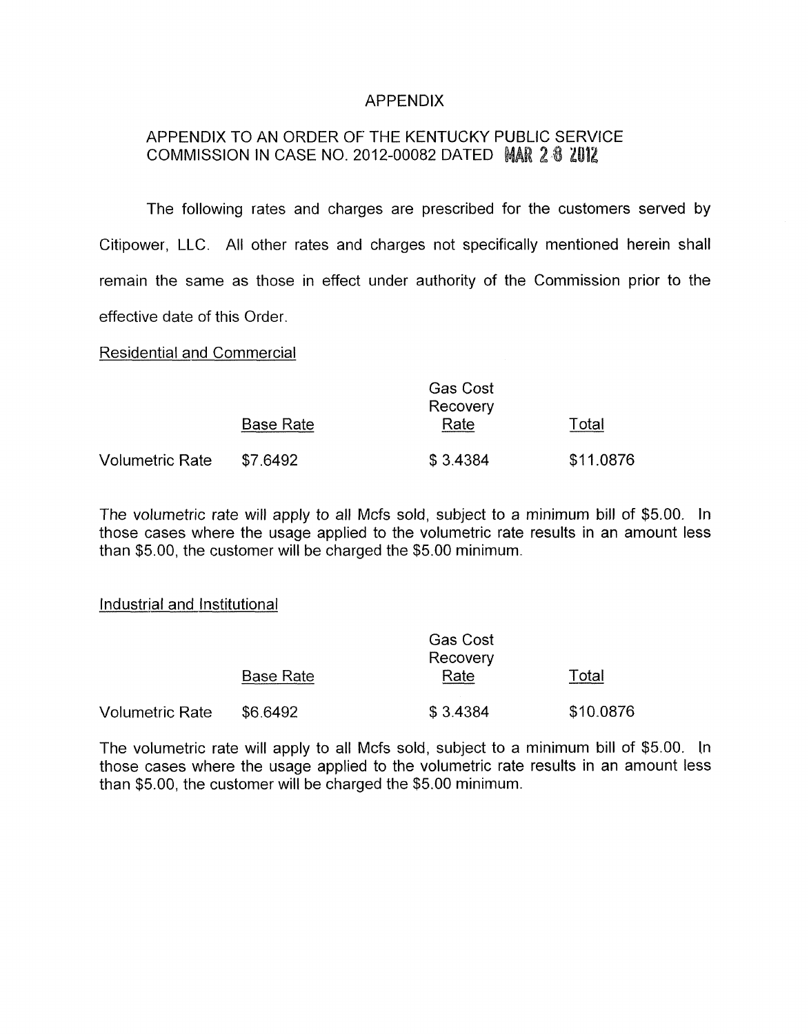# APPENDIX

## APPENDIX TO AN ORDER OF THE KENTUCKY PUBLIC SERVICE COMMISSION IN CASE NO. 2012-00082 DATED MAR 28 2012

The following rates and charges are prescribed for the customers served by Citipower, LLC. All other rates and charges not specifically mentioned herein shall remain the same as those in effect under authority of the Commission prior to the effective date of this Order.

Residential and Commercial

| | Base Rate | Gas Cost Recovery Rate | Total |
|---|---|---|---|
| Volumetric Rate | $7.6492 | $ 3.4384 | $11.0876 |

The volumetric rate will apply to all Mcfs sold, subject to a minimum bill of $5.00. In those cases where the usage applied to the volumetric rate results in an amount less than $5.00, the customer will be charged the $5.00 minimum.

Industrial and Institutional

| | Base Rate | Gas Cost Recovery Rate | Total |
|---|---|---|---|
| Volumetric Rate | $6.6492 | $ 3.4384 | $10.0876 |

The volumetric rate will apply to all Mcfs sold, subject to a minimum bill of $5.00. In those cases where the usage applied to the volumetric rate results in an amount less than $5.00, the customer will be charged the $5.00 minimum.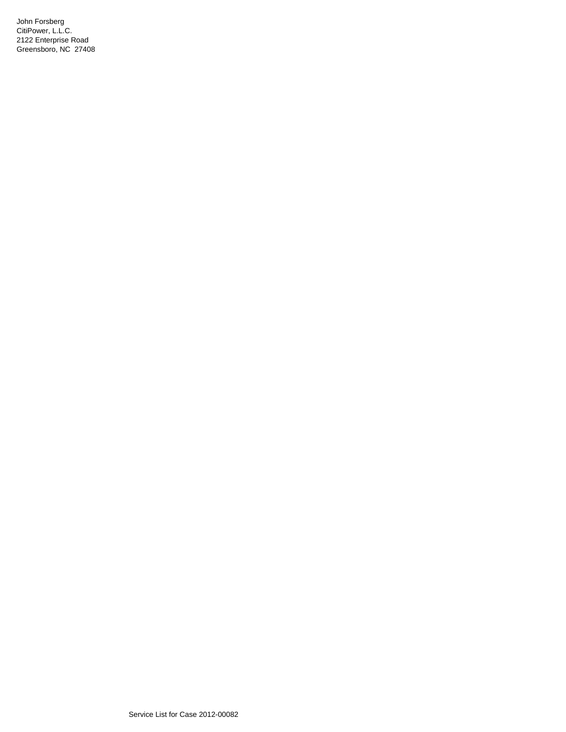John Forsberg
CitiPower, L.L.C.
2122 Enterprise Road
Greensboro, NC 27408